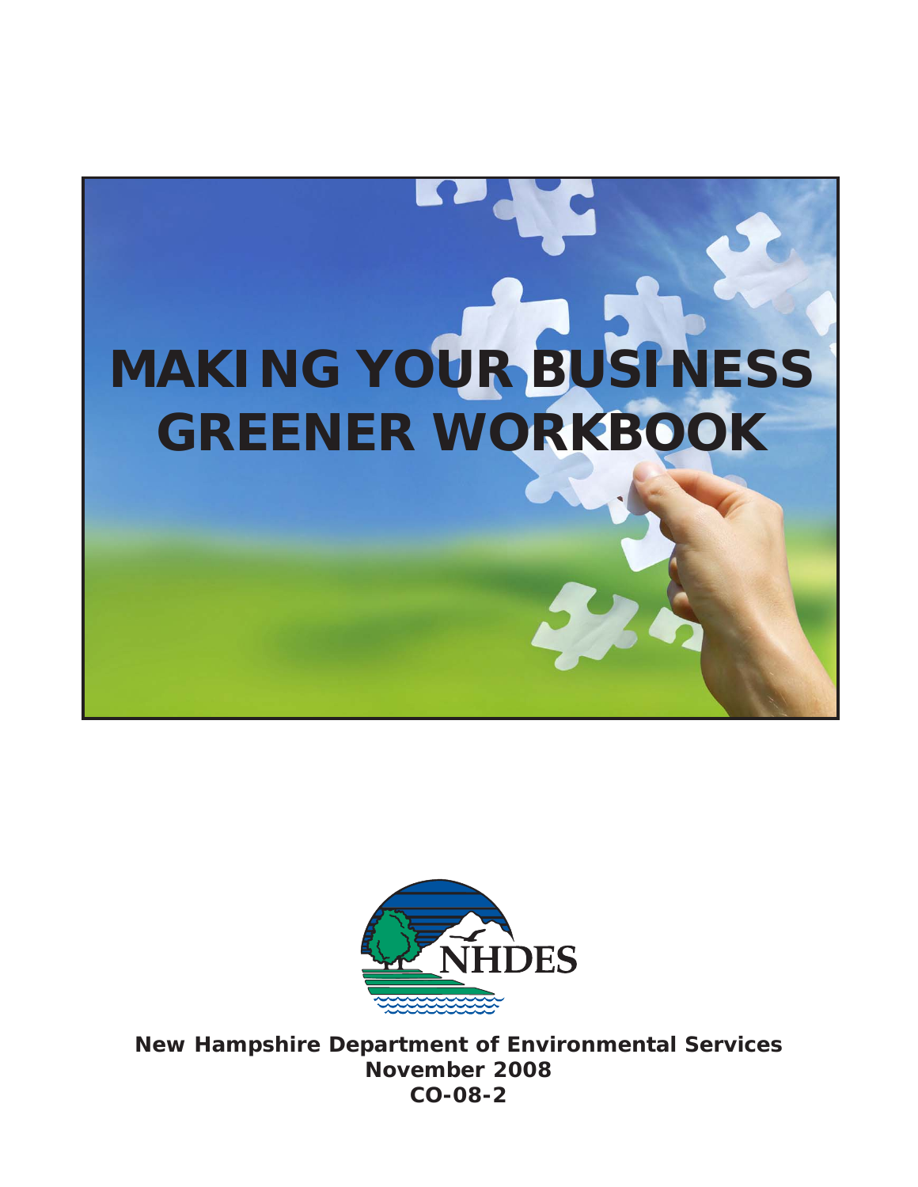# MAKING YOUR BUSINESS GREENER WORKBOOK

NHDES

**New Hampshire Department of Environmental Services**
**November 2008**
**CO-08-2**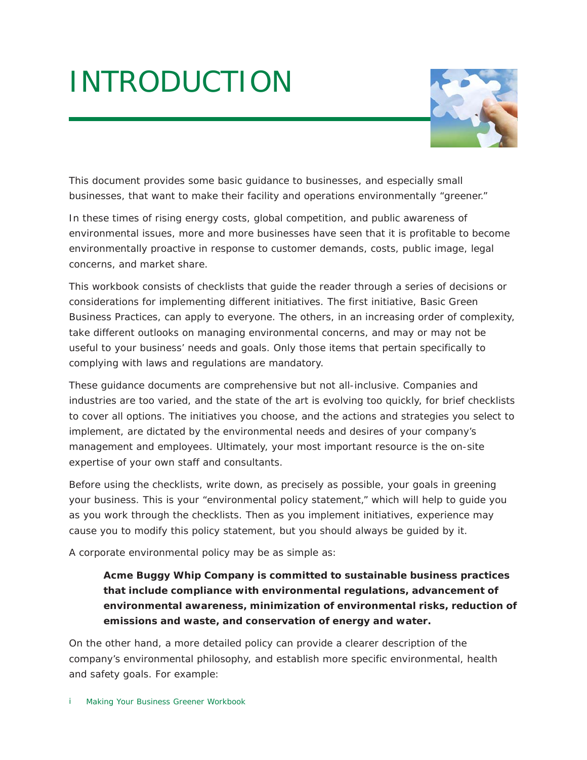# INTRODUCTION

This document provides some basic guidance to businesses, and especially small businesses, that want to make their facility and operations environmentally "greener."

In these times of rising energy costs, global competition, and public awareness of environmental issues, more and more businesses have seen that it is profitable to become environmentally proactive in response to customer demands, costs, public image, legal concerns, and market share.

This workbook consists of checklists that guide the reader through a series of decisions or considerations for implementing different initiatives. The first initiative, Basic Green Business Practices, can apply to everyone. The others, in an increasing order of complexity, take different outlooks on managing environmental concerns, and may or may not be useful to your business' needs and goals. Only those items that pertain specifically to complying with laws and regulations are mandatory.

These guidance documents are comprehensive but not all-inclusive. Companies and industries are too varied, and the state of the art is evolving too quickly, for brief checklists to cover all options. The initiatives you choose, and the actions and strategies you select to implement, are dictated by the environmental needs and desires of your company's management and employees. Ultimately, your most important resource is the on-site expertise of your own staff and consultants.

Before using the checklists, write down, as precisely as possible, your goals in greening your business. This is your "environmental policy statement," which will help to guide you as you work through the checklists. Then as you implement initiatives, experience may cause you to modify this policy statement, but you should always be guided by it.

A corporate environmental policy may be as simple as:

> **Acme Buggy Whip Company is committed to sustainable business practices that include compliance with environmental regulations, advancement of environmental awareness, minimization of environmental risks, reduction of emissions and waste, and conservation of energy and water.**

On the other hand, a more detailed policy can provide a clearer description of the company's environmental philosophy, and establish more specific environmental, health and safety goals. For example: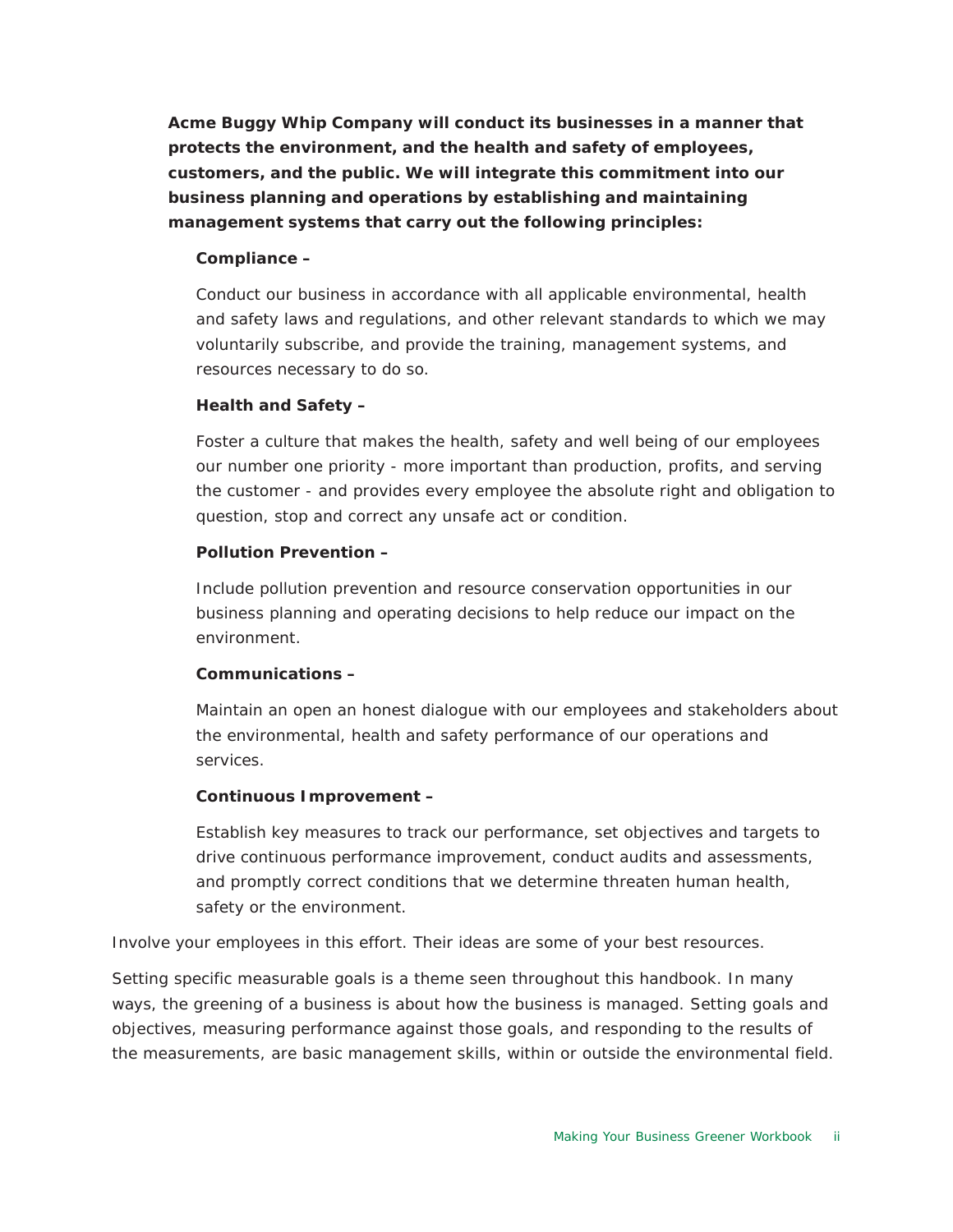**Acme Buggy Whip Company will conduct its businesses in a manner that protects the environment, and the health and safety of employees, customers, and the public. We will integrate this commitment into our business planning and operations by establishing and maintaining management systems that carry out the following principles:**

**Compliance –**

Conduct our business in accordance with all applicable environmental, health and safety laws and regulations, and other relevant standards to which we may voluntarily subscribe, and provide the training, management systems, and resources necessary to do so.

**Health and Safety –**

Foster a culture that makes the health, safety and well being of our employees our number one priority - more important than production, profits, and serving the customer - and provides every employee the absolute right and obligation to question, stop and correct any unsafe act or condition.

**Pollution Prevention –**

Include pollution prevention and resource conservation opportunities in our business planning and operating decisions to help reduce our impact on the environment.

**Communications –**

Maintain an open an honest dialogue with our employees and stakeholders about the environmental, health and safety performance of our operations and services.

**Continuous Improvement –**

Establish key measures to track our performance, set objectives and targets to drive continuous performance improvement, conduct audits and assessments, and promptly correct conditions that we determine threaten human health, safety or the environment.

Involve your employees in this effort. Their ideas are some of your best resources.

Setting specific measurable goals is a theme seen throughout this handbook. In many ways, the greening of a business is about how the business is managed. Setting goals and objectives, measuring performance against those goals, and responding to the results of the measurements, are basic management skills, within or outside the environmental field.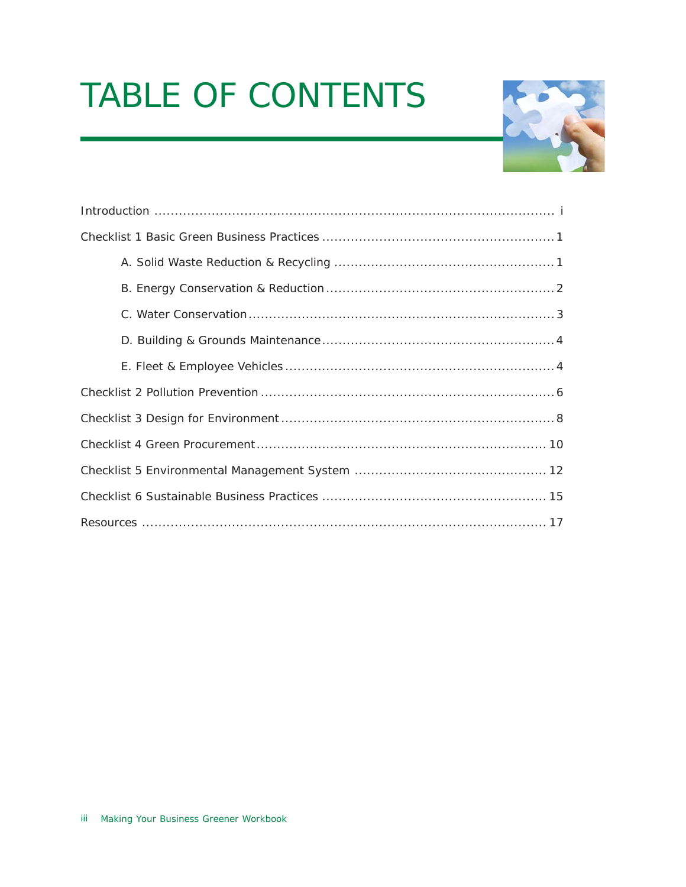# TABLE OF CONTENTS

Introduction ........................................................................................ i

Checklist 1 Basic Green Business Practices ........................................................ 1

- A. Solid Waste Reduction & Recycling ...................................................... 1
- B. Energy Conservation & Reduction ........................................................ 2
- C. Water Conservation .......................................................................... 3
- D. Building & Grounds Maintenance ........................................................ 4
- E. Fleet & Employee Vehicles ................................................................. 4

Checklist 2 Pollution Prevention ....................................................................... 6

Checklist 3 Design for Environment ................................................................... 8

Checklist 4 Green Procurement ......................................................................... 10

Checklist 5 Environmental Management System .............................................. 12

Checklist 6 Sustainable Business Practices ...................................................... 15

Resources ........................................................................................................ 17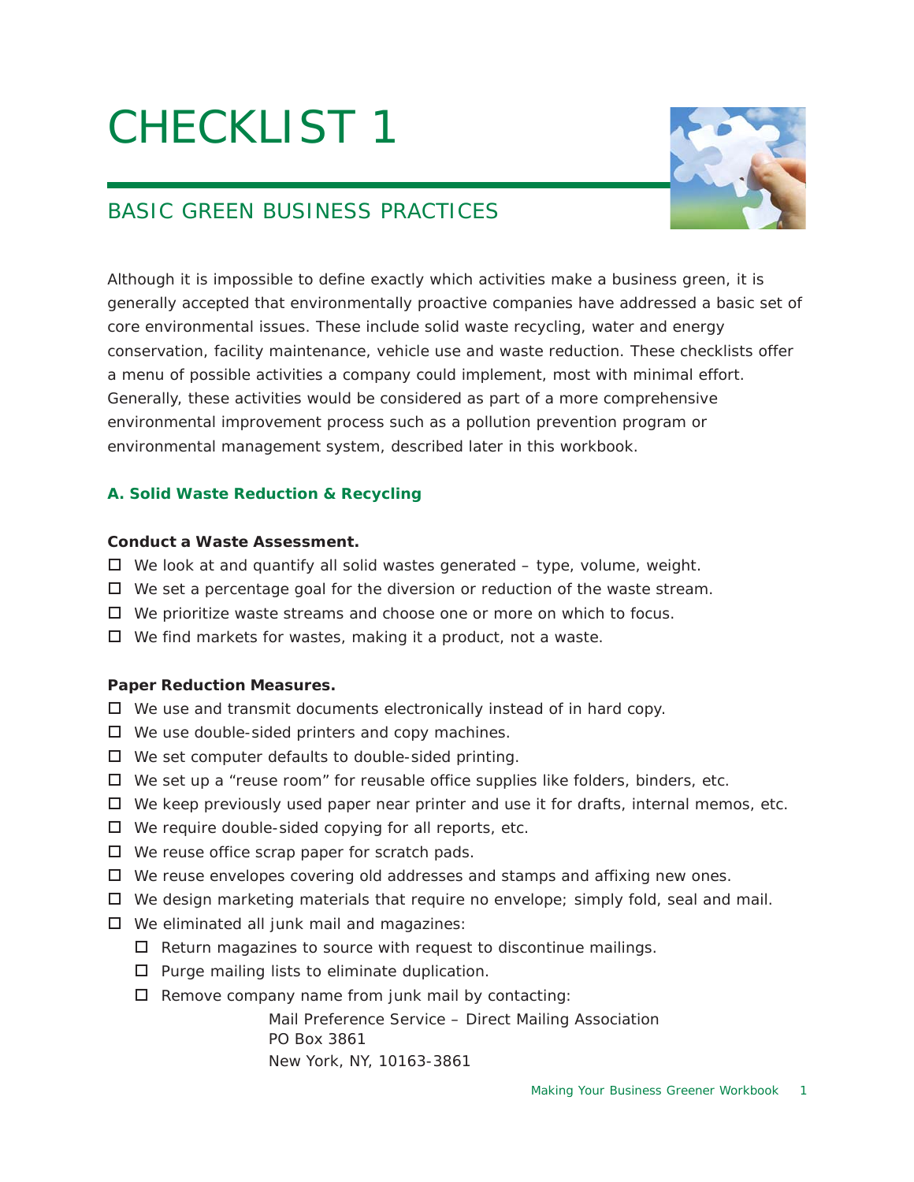# CHECKLIST 1

## BASIC GREEN BUSINESS PRACTICES

Although it is impossible to define exactly which activities make a business green, it is generally accepted that environmentally proactive companies have addressed a basic set of core environmental issues. These include solid waste recycling, water and energy conservation, facility maintenance, vehicle use and waste reduction. These checklists offer a menu of possible activities a company could implement, most with minimal effort. Generally, these activities would be considered as part of a more comprehensive environmental improvement process such as a pollution prevention program or environmental management system, described later in this workbook.

### A. Solid Waste Reduction & Recycling

**Conduct a Waste Assessment.**

- ☐ We look at and quantify all solid wastes generated – type, volume, weight.
- ☐ We set a percentage goal for the diversion or reduction of the waste stream.
- ☐ We prioritize waste streams and choose one or more on which to focus.
- ☐ We find markets for wastes, making it a product, not a waste.

**Paper Reduction Measures.**

- ☐ We use and transmit documents electronically instead of in hard copy.
- ☐ We use double-sided printers and copy machines.
- ☐ We set computer defaults to double-sided printing.
- ☐ We set up a “reuse room” for reusable office supplies like folders, binders, etc.
- ☐ We keep previously used paper near printer and use it for drafts, internal memos, etc.
- ☐ We require double-sided copying for all reports, etc.
- ☐ We reuse office scrap paper for scratch pads.
- ☐ We reuse envelopes covering old addresses and stamps and affixing new ones.
- ☐ We design marketing materials that require no envelope; simply fold, seal and mail.
- ☐ We eliminated all junk mail and magazines:
  - ☐ Return magazines to source with request to discontinue mailings.
  - ☐ Purge mailing lists to eliminate duplication.
  - ☐ Remove company name from junk mail by contacting:

    Mail Preference Service – Direct Mailing Association
    PO Box 3861
    New York, NY, 10163-3861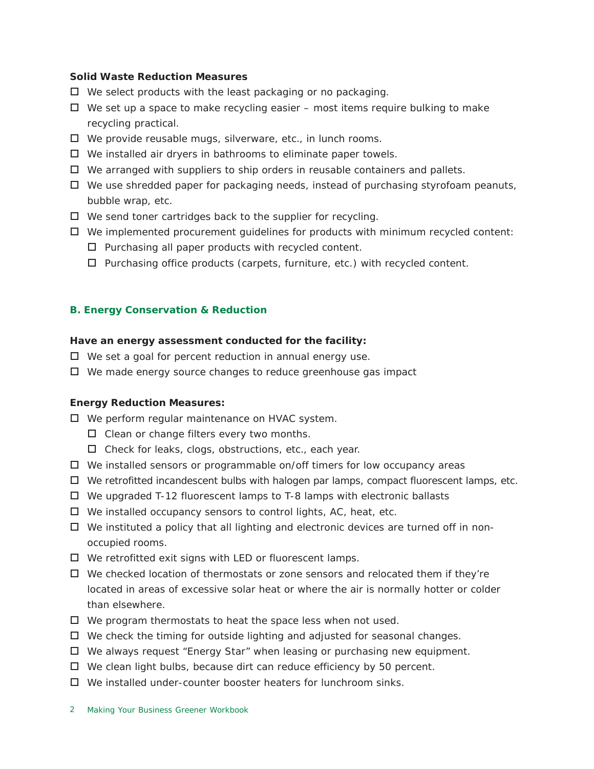**Solid Waste Reduction Measures**

- ☐ We select products with the least packaging or no packaging.
- ☐ We set up a space to make recycling easier – most items require bulking to make recycling practical.
- ☐ We provide reusable mugs, silverware, etc., in lunch rooms.
- ☐ We installed air dryers in bathrooms to eliminate paper towels.
- ☐ We arranged with suppliers to ship orders in reusable containers and pallets.
- ☐ We use shredded paper for packaging needs, instead of purchasing styrofoam peanuts, bubble wrap, etc.
- ☐ We send toner cartridges back to the supplier for recycling.
- ☐ We implemented procurement guidelines for products with minimum recycled content:
  - ☐ Purchasing all paper products with recycled content.
  - ☐ Purchasing office products (carpets, furniture, etc.) with recycled content.

## B. Energy Conservation & Reduction

**Have an energy assessment conducted for the facility:**

- ☐ We set a goal for percent reduction in annual energy use.
- ☐ We made energy source changes to reduce greenhouse gas impact

**Energy Reduction Measures:**

- ☐ We perform regular maintenance on HVAC system.
  - ☐ Clean or change filters every two months.
  - ☐ Check for leaks, clogs, obstructions, etc., each year.
- ☐ We installed sensors or programmable on/off timers for low occupancy areas
- ☐ We retrofitted incandescent bulbs with halogen par lamps, compact fluorescent lamps, etc.
- ☐ We upgraded T-12 fluorescent lamps to T-8 lamps with electronic ballasts
- ☐ We installed occupancy sensors to control lights, AC, heat, etc.
- ☐ We instituted a policy that all lighting and electronic devices are turned off in non-occupied rooms.
- ☐ We retrofitted exit signs with LED or fluorescent lamps.
- ☐ We checked location of thermostats or zone sensors and relocated them if they're located in areas of excessive solar heat or where the air is normally hotter or colder than elsewhere.
- ☐ We program thermostats to heat the space less when not used.
- ☐ We check the timing for outside lighting and adjusted for seasonal changes.
- ☐ We always request "Energy Star" when leasing or purchasing new equipment.
- ☐ We clean light bulbs, because dirt can reduce efficiency by 50 percent.
- ☐ We installed under-counter booster heaters for lunchroom sinks.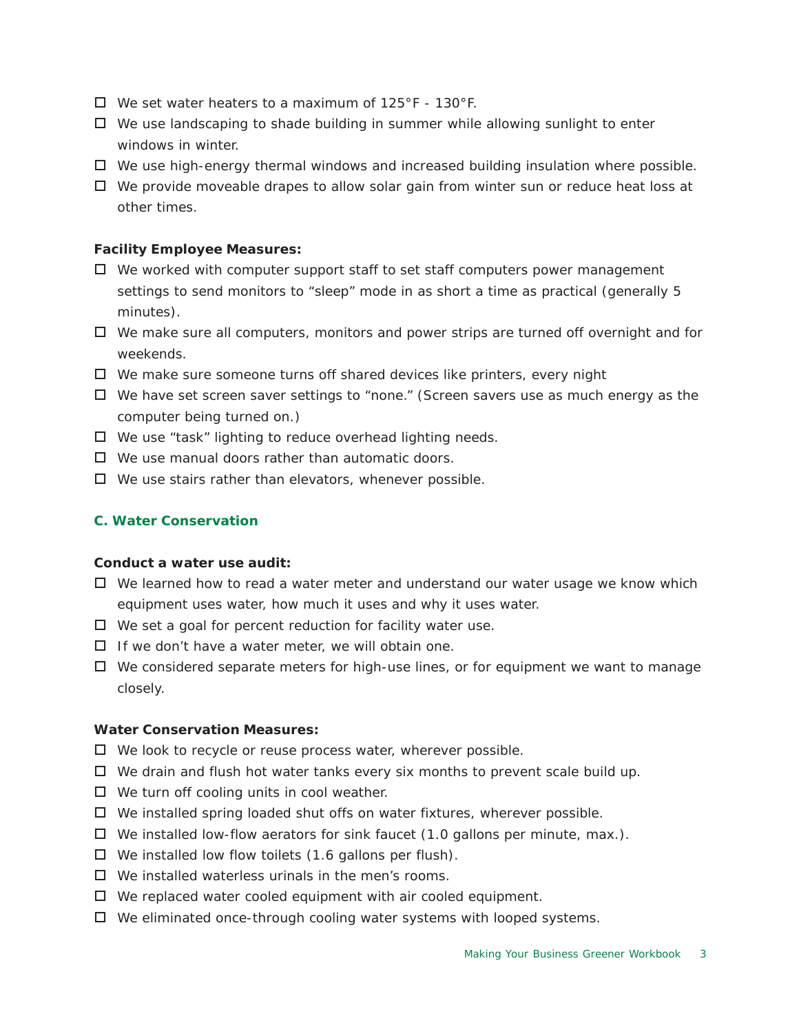- ☐ We set water heaters to a maximum of 125°F - 130°F.
- ☐ We use landscaping to shade building in summer while allowing sunlight to enter windows in winter.
- ☐ We use high-energy thermal windows and increased building insulation where possible.
- ☐ We provide moveable drapes to allow solar gain from winter sun or reduce heat loss at other times.

**Facility Employee Measures:**

- ☐ We worked with computer support staff to set staff computers power management settings to send monitors to "sleep" mode in as short a time as practical (generally 5 minutes).
- ☐ We make sure all computers, monitors and power strips are turned off overnight and for weekends.
- ☐ We make sure someone turns off shared devices like printers, every night
- ☐ We have set screen saver settings to "none." (Screen savers use as much energy as the computer being turned on.)
- ☐ We use "task" lighting to reduce overhead lighting needs.
- ☐ We use manual doors rather than automatic doors.
- ☐ We use stairs rather than elevators, whenever possible.

### C. Water Conservation

**Conduct a water use audit:**

- ☐ We learned how to read a water meter and understand our water usage we know which equipment uses water, how much it uses and why it uses water.
- ☐ We set a goal for percent reduction for facility water use.
- ☐ If we don't have a water meter, we will obtain one.
- ☐ We considered separate meters for high-use lines, or for equipment we want to manage closely.

**Water Conservation Measures:**

- ☐ We look to recycle or reuse process water, wherever possible.
- ☐ We drain and flush hot water tanks every six months to prevent scale build up.
- ☐ We turn off cooling units in cool weather.
- ☐ We installed spring loaded shut offs on water fixtures, wherever possible.
- ☐ We installed low-flow aerators for sink faucet (1.0 gallons per minute, max.).
- ☐ We installed low flow toilets (1.6 gallons per flush).
- ☐ We installed waterless urinals in the men's rooms.
- ☐ We replaced water cooled equipment with air cooled equipment.
- ☐ We eliminated once-through cooling water systems with looped systems.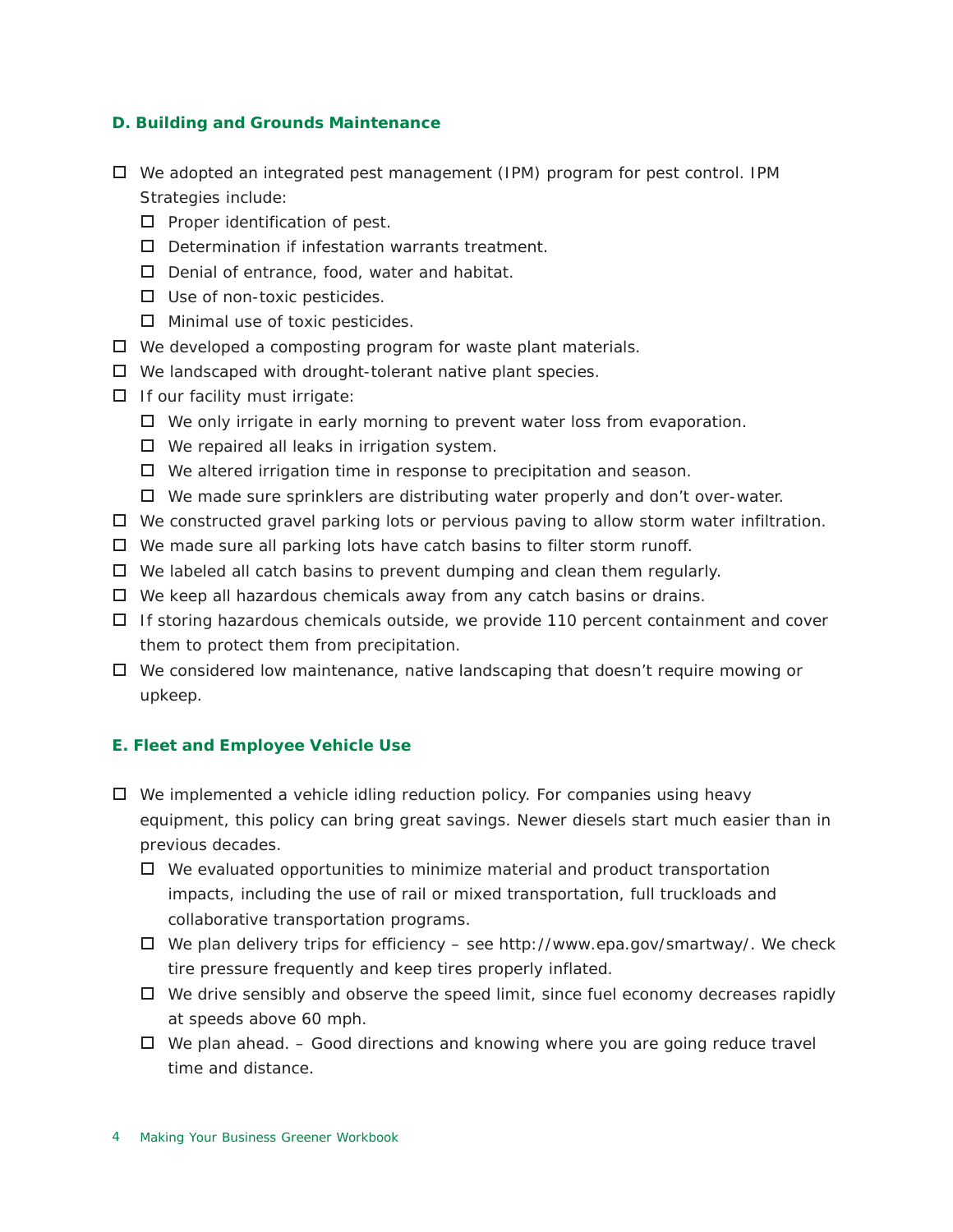### D. Building and Grounds Maintenance

- ☐ We adopted an integrated pest management (IPM) program for pest control. IPM Strategies include:
  - ☐ Proper identification of pest.
  - ☐ Determination if infestation warrants treatment.
  - ☐ Denial of entrance, food, water and habitat.
  - ☐ Use of non-toxic pesticides.
  - ☐ Minimal use of toxic pesticides.
- ☐ We developed a composting program for waste plant materials.
- ☐ We landscaped with drought-tolerant native plant species.
- ☐ If our facility must irrigate:
  - ☐ We only irrigate in early morning to prevent water loss from evaporation.
  - ☐ We repaired all leaks in irrigation system.
  - ☐ We altered irrigation time in response to precipitation and season.
  - ☐ We made sure sprinklers are distributing water properly and don't over-water.
- ☐ We constructed gravel parking lots or pervious paving to allow storm water infiltration.
- ☐ We made sure all parking lots have catch basins to filter storm runoff.
- ☐ We labeled all catch basins to prevent dumping and clean them regularly.
- ☐ We keep all hazardous chemicals away from any catch basins or drains.
- ☐ If storing hazardous chemicals outside, we provide 110 percent containment and cover them to protect them from precipitation.
- ☐ We considered low maintenance, native landscaping that doesn't require mowing or upkeep.

### E. Fleet and Employee Vehicle Use

- ☐ We implemented a vehicle idling reduction policy. For companies using heavy equipment, this policy can bring great savings. Newer diesels start much easier than in previous decades.
  - ☐ We evaluated opportunities to minimize material and product transportation impacts, including the use of rail or mixed transportation, full truckloads and collaborative transportation programs.
  - ☐ We plan delivery trips for efficiency – see http://www.epa.gov/smartway/. We check tire pressure frequently and keep tires properly inflated.
  - ☐ We drive sensibly and observe the speed limit, since fuel economy decreases rapidly at speeds above 60 mph.
  - ☐ We plan ahead. – Good directions and knowing where you are going reduce travel time and distance.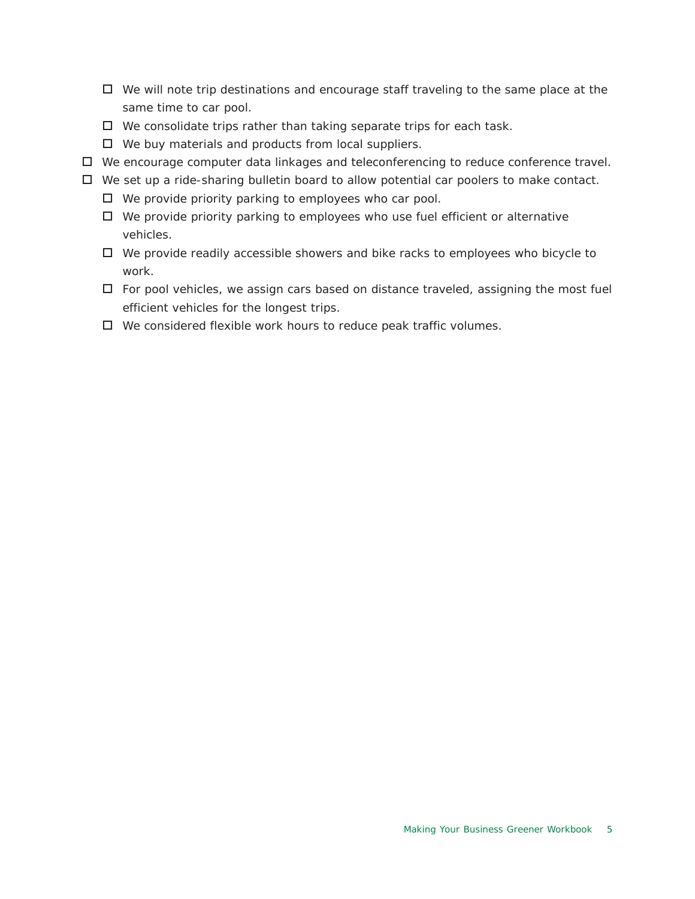- ☐ We will note trip destinations and encourage staff traveling to the same place at the same time to car pool.
   - ☐ We consolidate trips rather than taking separate trips for each task.
   - ☐ We buy materials and products from local suppliers.
- ☐ We encourage computer data linkages and teleconferencing to reduce conference travel.
- ☐ We set up a ride-sharing bulletin board to allow potential car poolers to make contact.
   - ☐ We provide priority parking to employees who car pool.
   - ☐ We provide priority parking to employees who use fuel efficient or alternative vehicles.
   - ☐ We provide readily accessible showers and bike racks to employees who bicycle to work.
   - ☐ For pool vehicles, we assign cars based on distance traveled, assigning the most fuel efficient vehicles for the longest trips.
   - ☐ We considered flexible work hours to reduce peak traffic volumes.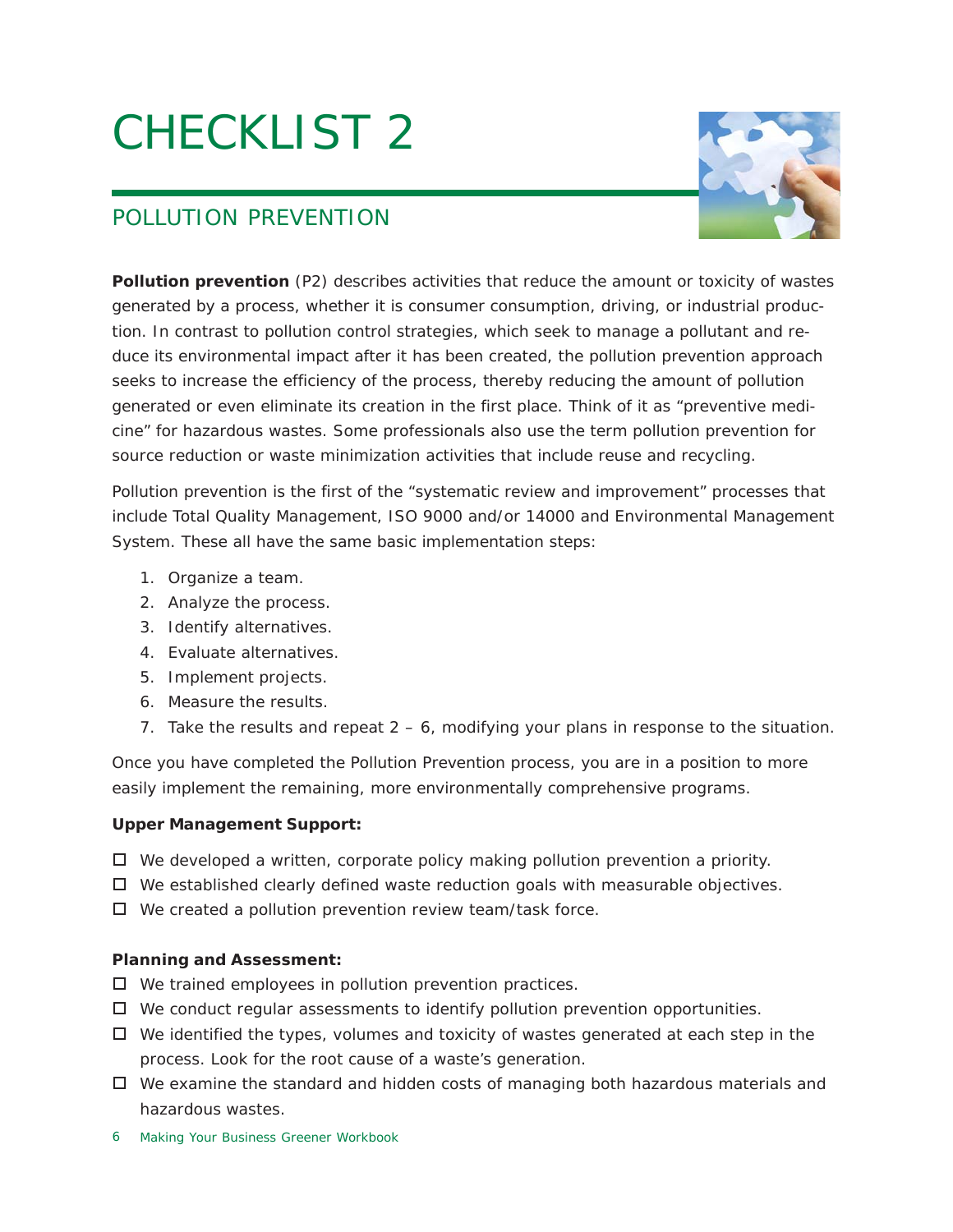# CHECKLIST 2

## POLLUTION PREVENTION

**Pollution prevention** (P2) describes activities that reduce the amount or toxicity of wastes generated by a process, whether it is consumer consumption, driving, or industrial production. In contrast to pollution control strategies, which seek to manage a pollutant and reduce its environmental impact after it has been created, the pollution prevention approach seeks to increase the efficiency of the process, thereby reducing the amount of pollution generated or even eliminate its creation in the first place. Think of it as "preventive medicine" for hazardous wastes. Some professionals also use the term pollution prevention for source reduction or waste minimization activities that include reuse and recycling.

Pollution prevention is the first of the "systematic review and improvement" processes that include Total Quality Management, ISO 9000 and/or 14000 and Environmental Management System. These all have the same basic implementation steps:

1. Organize a team.
2. Analyze the process.
3. Identify alternatives.
4. Evaluate alternatives.
5. Implement projects.
6. Measure the results.
7. Take the results and repeat 2 – 6, modifying your plans in response to the situation.

Once you have completed the Pollution Prevention process, you are in a position to more easily implement the remaining, more environmentally comprehensive programs.

**Upper Management Support:**

- ☐ We developed a written, corporate policy making pollution prevention a priority.
- ☐ We established clearly defined waste reduction goals with measurable objectives.
- ☐ We created a pollution prevention review team/task force.

**Planning and Assessment:**

- ☐ We trained employees in pollution prevention practices.
- ☐ We conduct regular assessments to identify pollution prevention opportunities.
- ☐ We identified the types, volumes and toxicity of wastes generated at each step in the process. Look for the root cause of a waste's generation.
- ☐ We examine the standard and hidden costs of managing both hazardous materials and hazardous wastes.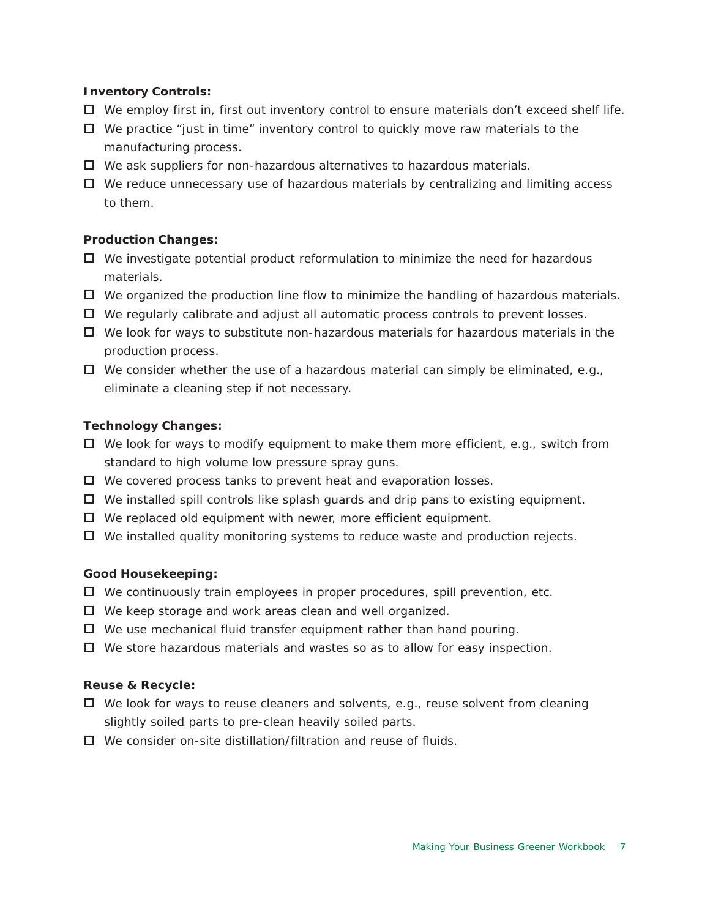**Inventory Controls:**

- ☐ We employ first in, first out inventory control to ensure materials don't exceed shelf life.
- ☐ We practice "just in time" inventory control to quickly move raw materials to the manufacturing process.
- ☐ We ask suppliers for non-hazardous alternatives to hazardous materials.
- ☐ We reduce unnecessary use of hazardous materials by centralizing and limiting access to them.

**Production Changes:**

- ☐ We investigate potential product reformulation to minimize the need for hazardous materials.
- ☐ We organized the production line flow to minimize the handling of hazardous materials.
- ☐ We regularly calibrate and adjust all automatic process controls to prevent losses.
- ☐ We look for ways to substitute non-hazardous materials for hazardous materials in the production process.
- ☐ We consider whether the use of a hazardous material can simply be eliminated, e.g., eliminate a cleaning step if not necessary.

**Technology Changes:**

- ☐ We look for ways to modify equipment to make them more efficient, e.g., switch from standard to high volume low pressure spray guns.
- ☐ We covered process tanks to prevent heat and evaporation losses.
- ☐ We installed spill controls like splash guards and drip pans to existing equipment.
- ☐ We replaced old equipment with newer, more efficient equipment.
- ☐ We installed quality monitoring systems to reduce waste and production rejects.

**Good Housekeeping:**

- ☐ We continuously train employees in proper procedures, spill prevention, etc.
- ☐ We keep storage and work areas clean and well organized.
- ☐ We use mechanical fluid transfer equipment rather than hand pouring.
- ☐ We store hazardous materials and wastes so as to allow for easy inspection.

**Reuse & Recycle:**

- ☐ We look for ways to reuse cleaners and solvents, e.g., reuse solvent from cleaning slightly soiled parts to pre-clean heavily soiled parts.
- ☐ We consider on-site distillation/filtration and reuse of fluids.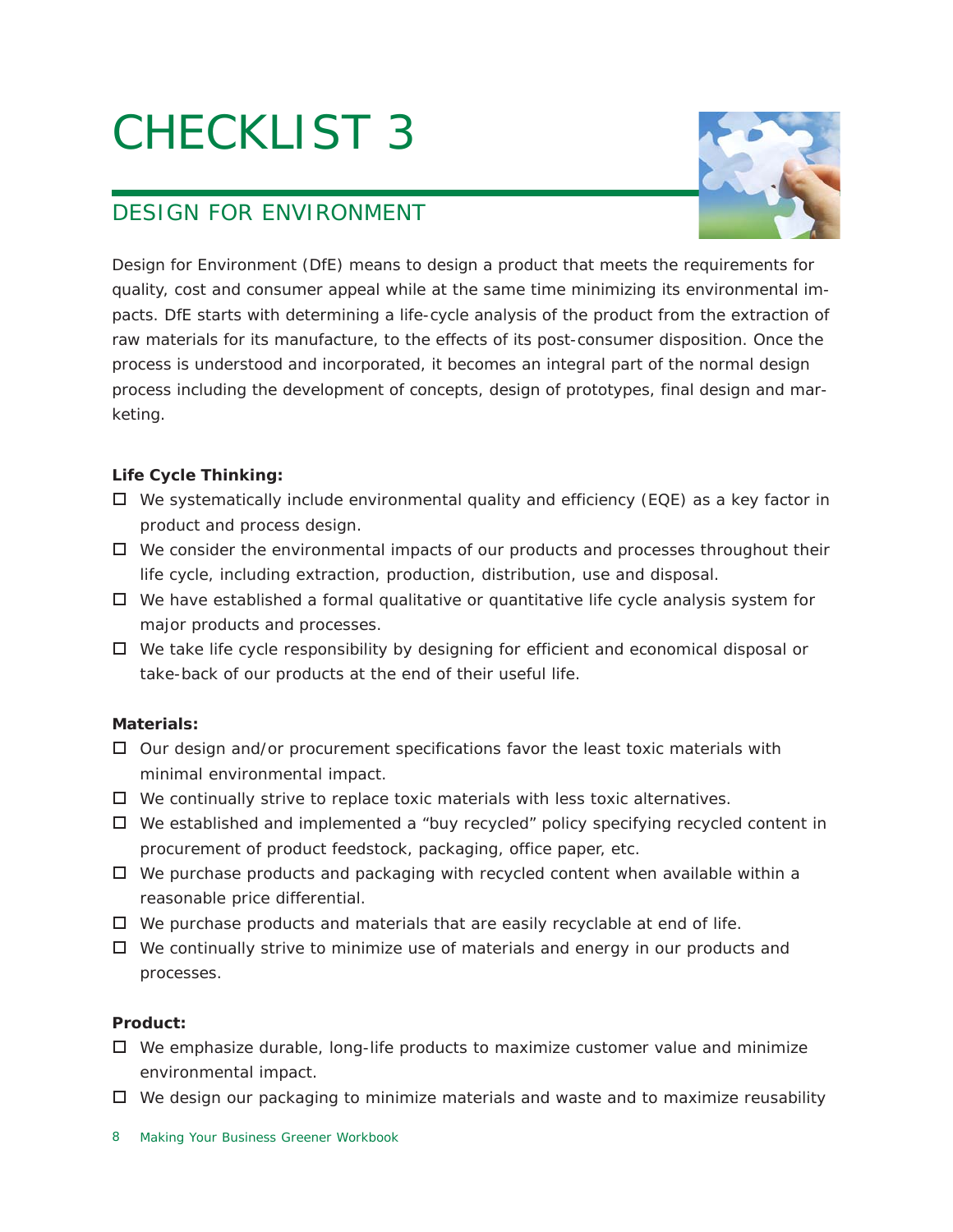# CHECKLIST 3

## DESIGN FOR ENVIRONMENT

Design for Environment (DfE) means to design a product that meets the requirements for quality, cost and consumer appeal while at the same time minimizing its environmental impacts. DfE starts with determining a life-cycle analysis of the product from the extraction of raw materials for its manufacture, to the effects of its post-consumer disposition. Once the process is understood and incorporated, it becomes an integral part of the normal design process including the development of concepts, design of prototypes, final design and marketing.

**Life Cycle Thinking:**

- ☐ We systematically include environmental quality and efficiency (EQE) as a key factor in product and process design.
- ☐ We consider the environmental impacts of our products and processes throughout their life cycle, including extraction, production, distribution, use and disposal.
- ☐ We have established a formal qualitative or quantitative life cycle analysis system for major products and processes.
- ☐ We take life cycle responsibility by designing for efficient and economical disposal or take-back of our products at the end of their useful life.

**Materials:**

- ☐ Our design and/or procurement specifications favor the least toxic materials with minimal environmental impact.
- ☐ We continually strive to replace toxic materials with less toxic alternatives.
- ☐ We established and implemented a "buy recycled" policy specifying recycled content in procurement of product feedstock, packaging, office paper, etc.
- ☐ We purchase products and packaging with recycled content when available within a reasonable price differential.
- ☐ We purchase products and materials that are easily recyclable at end of life.
- ☐ We continually strive to minimize use of materials and energy in our products and processes.

**Product:**

- ☐ We emphasize durable, long-life products to maximize customer value and minimize environmental impact.
- ☐ We design our packaging to minimize materials and waste and to maximize reusability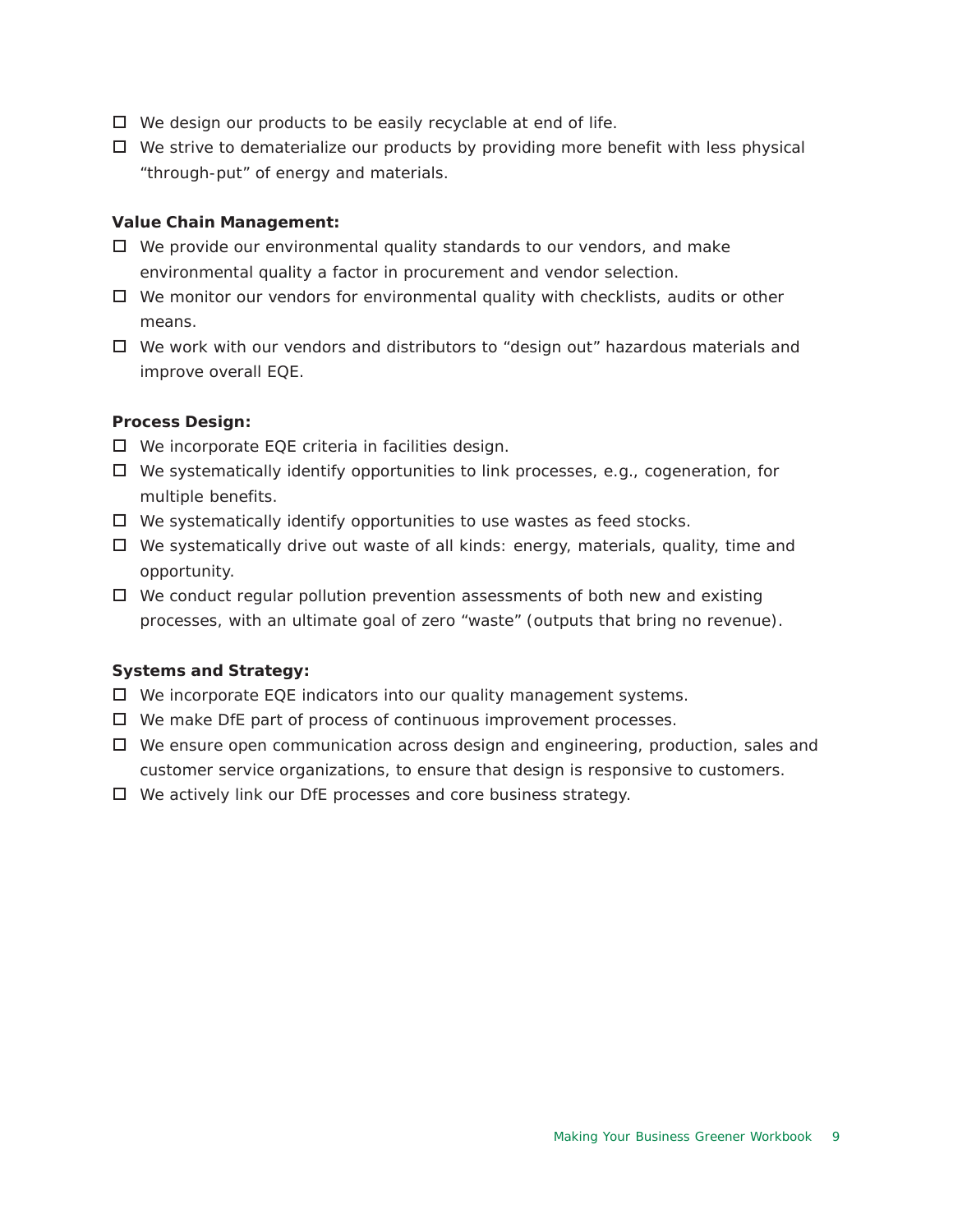- ☐ We design our products to be easily recyclable at end of life.
- ☐ We strive to dematerialize our products by providing more benefit with less physical "through-put" of energy and materials.

**Value Chain Management:**

- ☐ We provide our environmental quality standards to our vendors, and make environmental quality a factor in procurement and vendor selection.
- ☐ We monitor our vendors for environmental quality with checklists, audits or other means.
- ☐ We work with our vendors and distributors to "design out" hazardous materials and improve overall EQE.

**Process Design:**

- ☐ We incorporate EQE criteria in facilities design.
- ☐ We systematically identify opportunities to link processes, e.g., cogeneration, for multiple benefits.
- ☐ We systematically identify opportunities to use wastes as feed stocks.
- ☐ We systematically drive out waste of all kinds: energy, materials, quality, time and opportunity.
- ☐ We conduct regular pollution prevention assessments of both new and existing processes, with an ultimate goal of zero "waste" (outputs that bring no revenue).

**Systems and Strategy:**

- ☐ We incorporate EQE indicators into our quality management systems.
- ☐ We make DfE part of process of continuous improvement processes.
- ☐ We ensure open communication across design and engineering, production, sales and customer service organizations, to ensure that design is responsive to customers.
- ☐ We actively link our DfE processes and core business strategy.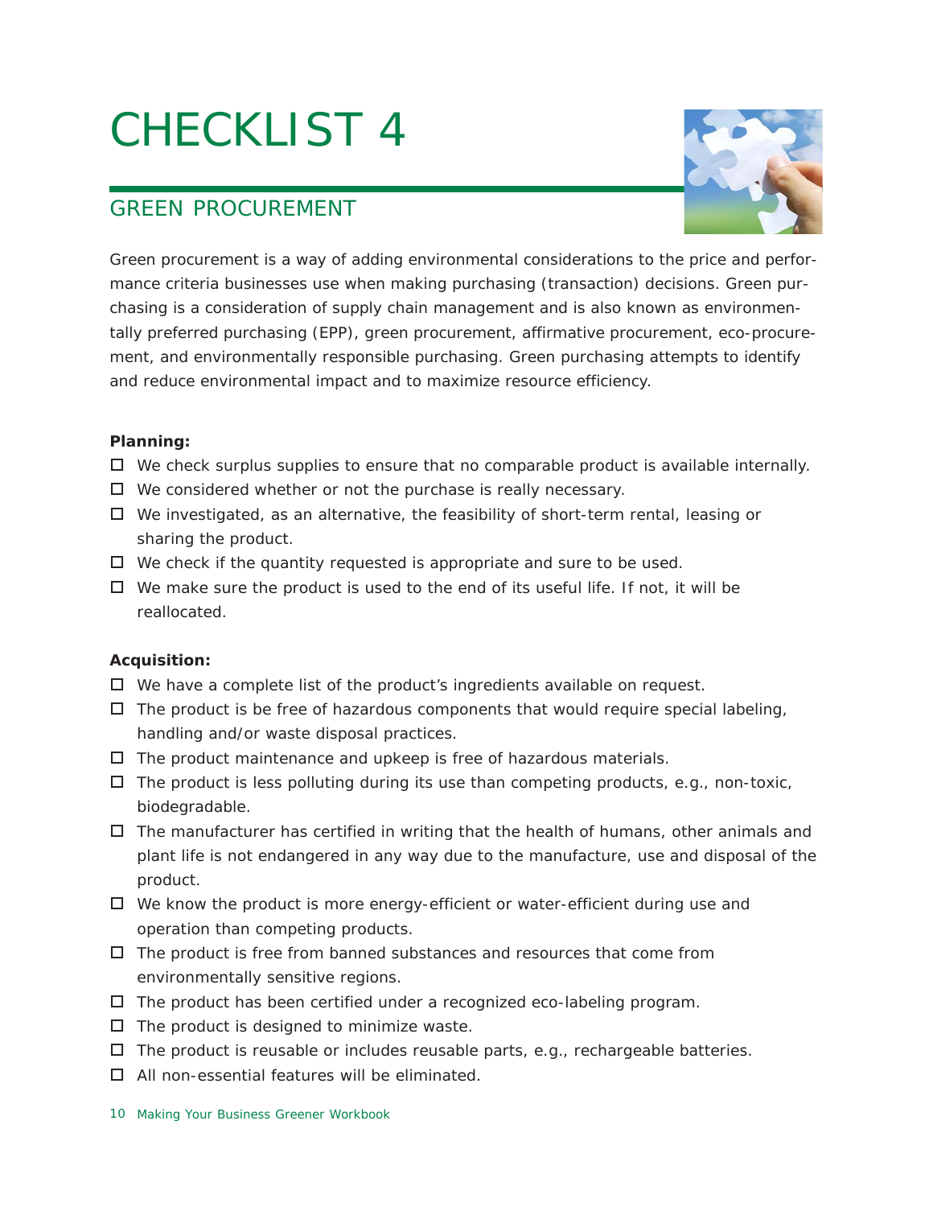# CHECKLIST 4

## GREEN PROCUREMENT

Green procurement is a way of adding environmental considerations to the price and performance criteria businesses use when making purchasing (transaction) decisions. Green purchasing is a consideration of supply chain management and is also known as environmentally preferred purchasing (EPP), green procurement, affirmative procurement, eco-procurement, and environmentally responsible purchasing. Green purchasing attempts to identify and reduce environmental impact and to maximize resource efficiency.

**Planning:**

- ☐ We check surplus supplies to ensure that no comparable product is available internally.
- ☐ We considered whether or not the purchase is really necessary.
- ☐ We investigated, as an alternative, the feasibility of short-term rental, leasing or sharing the product.
- ☐ We check if the quantity requested is appropriate and sure to be used.
- ☐ We make sure the product is used to the end of its useful life. If not, it will be reallocated.

**Acquisition:**

- ☐ We have a complete list of the product's ingredients available on request.
- ☐ The product is be free of hazardous components that would require special labeling, handling and/or waste disposal practices.
- ☐ The product maintenance and upkeep is free of hazardous materials.
- ☐ The product is less polluting during its use than competing products, e.g., non-toxic, biodegradable.
- ☐ The manufacturer has certified in writing that the health of humans, other animals and plant life is not endangered in any way due to the manufacture, use and disposal of the product.
- ☐ We know the product is more energy-efficient or water-efficient during use and operation than competing products.
- ☐ The product is free from banned substances and resources that come from environmentally sensitive regions.
- ☐ The product has been certified under a recognized eco-labeling program.
- ☐ The product is designed to minimize waste.
- ☐ The product is reusable or includes reusable parts, e.g., rechargeable batteries.
- ☐ All non-essential features will be eliminated.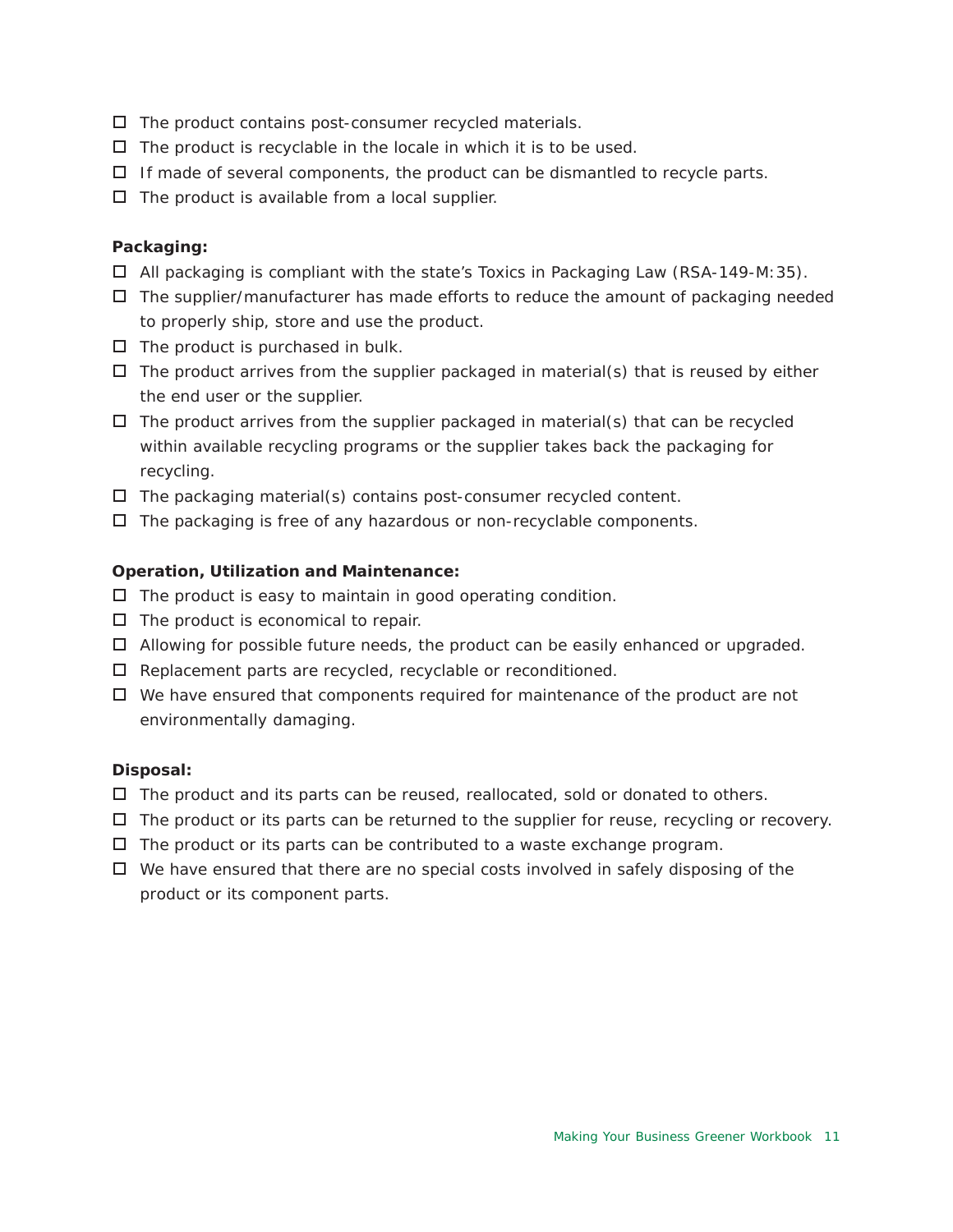- ☐ The product contains post-consumer recycled materials.
- ☐ The product is recyclable in the locale in which it is to be used.
- ☐ If made of several components, the product can be dismantled to recycle parts.
- ☐ The product is available from a local supplier.

**Packaging:**

- ☐ All packaging is compliant with the state's Toxics in Packaging Law (RSA-149-M:35).
- ☐ The supplier/manufacturer has made efforts to reduce the amount of packaging needed to properly ship, store and use the product.
- ☐ The product is purchased in bulk.
- ☐ The product arrives from the supplier packaged in material(s) that is reused by either the end user or the supplier.
- ☐ The product arrives from the supplier packaged in material(s) that can be recycled within available recycling programs or the supplier takes back the packaging for recycling.
- ☐ The packaging material(s) contains post-consumer recycled content.
- ☐ The packaging is free of any hazardous or non-recyclable components.

**Operation, Utilization and Maintenance:**

- ☐ The product is easy to maintain in good operating condition.
- ☐ The product is economical to repair.
- ☐ Allowing for possible future needs, the product can be easily enhanced or upgraded.
- ☐ Replacement parts are recycled, recyclable or reconditioned.
- ☐ We have ensured that components required for maintenance of the product are not environmentally damaging.

**Disposal:**

- ☐ The product and its parts can be reused, reallocated, sold or donated to others.
- ☐ The product or its parts can be returned to the supplier for reuse, recycling or recovery.
- ☐ The product or its parts can be contributed to a waste exchange program.
- ☐ We have ensured that there are no special costs involved in safely disposing of the product or its component parts.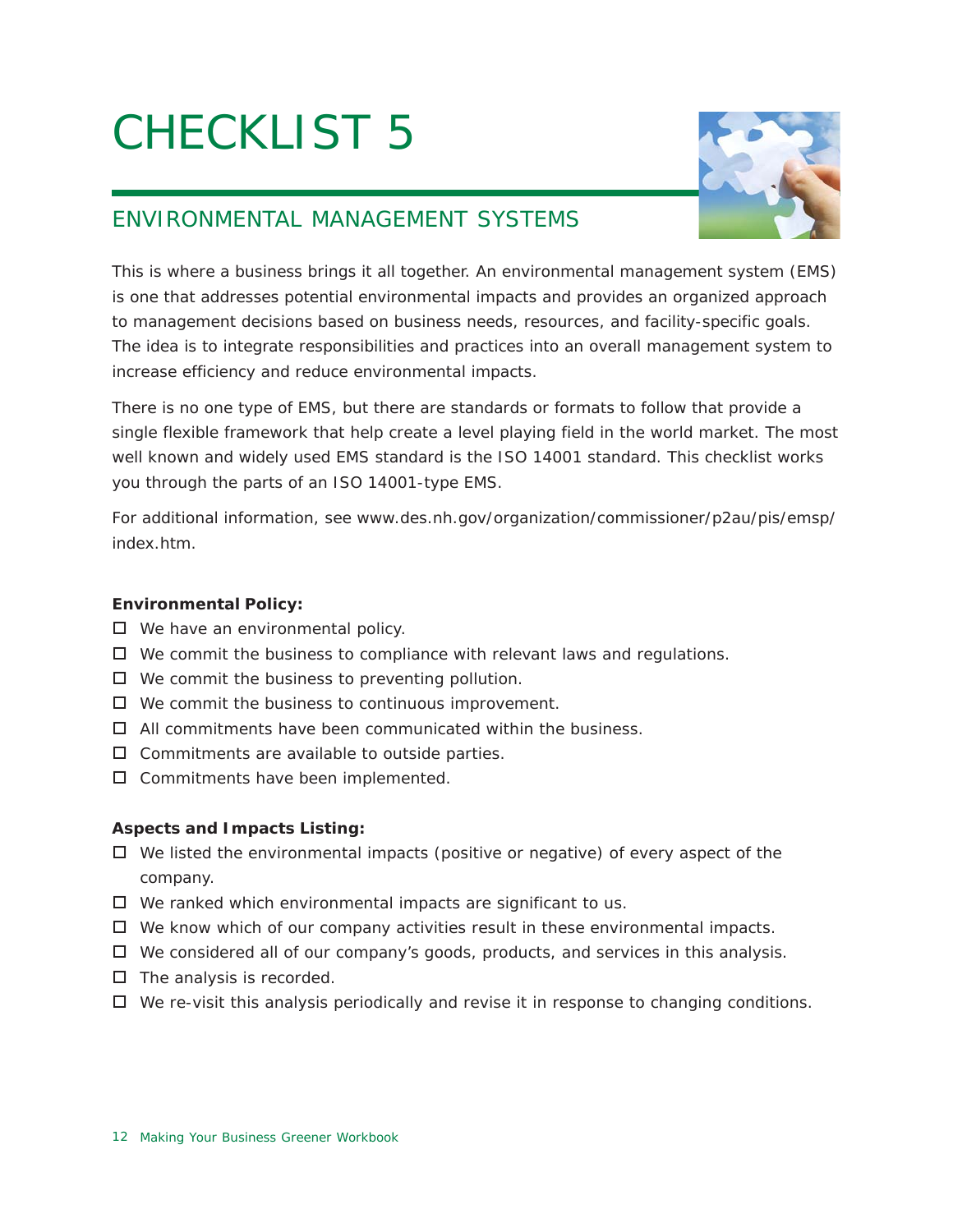# CHECKLIST 5

## ENVIRONMENTAL MANAGEMENT SYSTEMS

This is where a business brings it all together. An environmental management system (EMS) is one that addresses potential environmental impacts and provides an organized approach to management decisions based on business needs, resources, and facility-specific goals. The idea is to integrate responsibilities and practices into an overall management system to increase efficiency and reduce environmental impacts.

There is no one type of EMS, but there are standards or formats to follow that provide a single flexible framework that help create a level playing field in the world market. The most well known and widely used EMS standard is the ISO 14001 standard. This checklist works you through the parts of an ISO 14001-type EMS.

For additional information, see www.des.nh.gov/organization/commissioner/p2au/pis/emsp/index.htm.

**Environmental Policy:**

- ☐ We have an environmental policy.
- ☐ We commit the business to compliance with relevant laws and regulations.
- ☐ We commit the business to preventing pollution.
- ☐ We commit the business to continuous improvement.
- ☐ All commitments have been communicated within the business.
- ☐ Commitments are available to outside parties.
- ☐ Commitments have been implemented.

**Aspects and Impacts Listing:**

- ☐ We listed the environmental impacts (positive or negative) of every aspect of the company.
- ☐ We ranked which environmental impacts are significant to us.
- ☐ We know which of our company activities result in these environmental impacts.
- ☐ We considered all of our company's goods, products, and services in this analysis.
- ☐ The analysis is recorded.
- ☐ We re-visit this analysis periodically and revise it in response to changing conditions.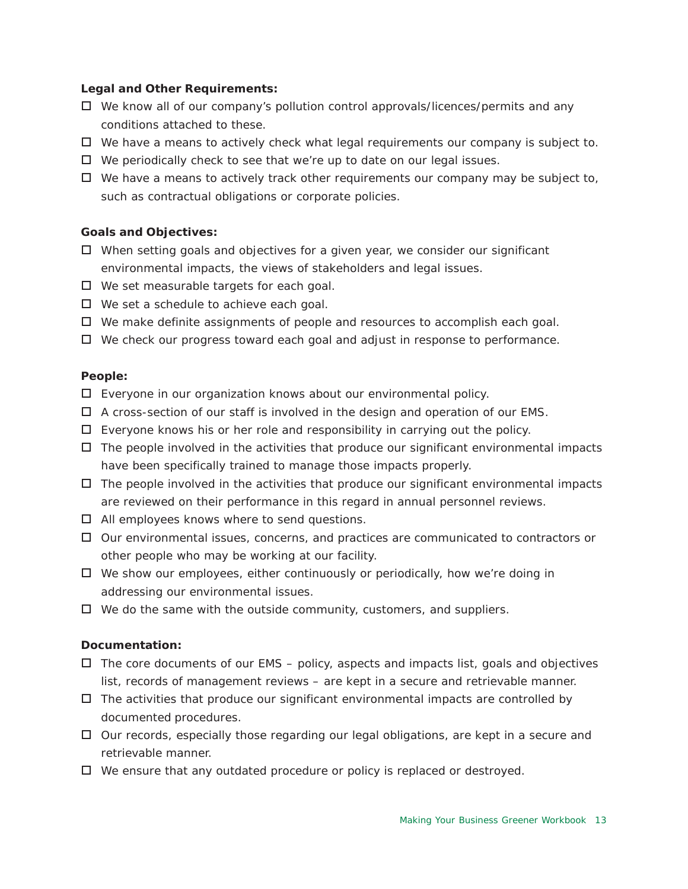**Legal and Other Requirements:**

- ☐ We know all of our company's pollution control approvals/licences/permits and any conditions attached to these.
- ☐ We have a means to actively check what legal requirements our company is subject to.
- ☐ We periodically check to see that we're up to date on our legal issues.
- ☐ We have a means to actively track other requirements our company may be subject to, such as contractual obligations or corporate policies.

**Goals and Objectives:**

- ☐ When setting goals and objectives for a given year, we consider our significant environmental impacts, the views of stakeholders and legal issues.
- ☐ We set measurable targets for each goal.
- ☐ We set a schedule to achieve each goal.
- ☐ We make definite assignments of people and resources to accomplish each goal.
- ☐ We check our progress toward each goal and adjust in response to performance.

**People:**

- ☐ Everyone in our organization knows about our environmental policy.
- ☐ A cross-section of our staff is involved in the design and operation of our EMS.
- ☐ Everyone knows his or her role and responsibility in carrying out the policy.
- ☐ The people involved in the activities that produce our significant environmental impacts have been specifically trained to manage those impacts properly.
- ☐ The people involved in the activities that produce our significant environmental impacts are reviewed on their performance in this regard in annual personnel reviews.
- ☐ All employees knows where to send questions.
- ☐ Our environmental issues, concerns, and practices are communicated to contractors or other people who may be working at our facility.
- ☐ We show our employees, either continuously or periodically, how we're doing in addressing our environmental issues.
- ☐ We do the same with the outside community, customers, and suppliers.

**Documentation:**

- ☐ The core documents of our EMS – policy, aspects and impacts list, goals and objectives list, records of management reviews – are kept in a secure and retrievable manner.
- ☐ The activities that produce our significant environmental impacts are controlled by documented procedures.
- ☐ Our records, especially those regarding our legal obligations, are kept in a secure and retrievable manner.
- ☐ We ensure that any outdated procedure or policy is replaced or destroyed.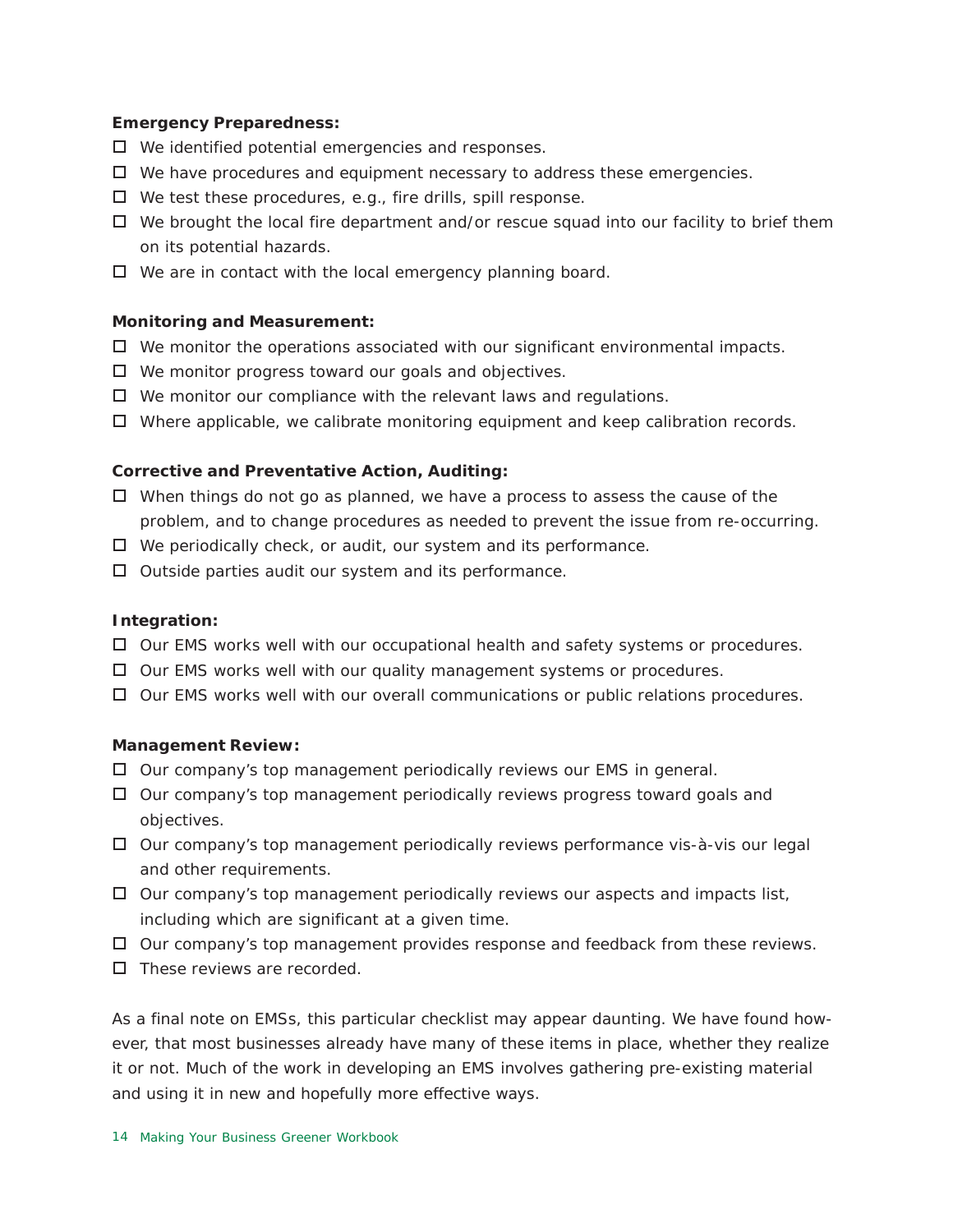**Emergency Preparedness:**

- ☐ We identified potential emergencies and responses.
- ☐ We have procedures and equipment necessary to address these emergencies.
- ☐ We test these procedures, e.g., fire drills, spill response.
- ☐ We brought the local fire department and/or rescue squad into our facility to brief them on its potential hazards.
- ☐ We are in contact with the local emergency planning board.

**Monitoring and Measurement:**

- ☐ We monitor the operations associated with our significant environmental impacts.
- ☐ We monitor progress toward our goals and objectives.
- ☐ We monitor our compliance with the relevant laws and regulations.
- ☐ Where applicable, we calibrate monitoring equipment and keep calibration records.

**Corrective and Preventative Action, Auditing:**

- ☐ When things do not go as planned, we have a process to assess the cause of the problem, and to change procedures as needed to prevent the issue from re-occurring.
- ☐ We periodically check, or audit, our system and its performance.
- ☐ Outside parties audit our system and its performance.

**Integration:**

- ☐ Our EMS works well with our occupational health and safety systems or procedures.
- ☐ Our EMS works well with our quality management systems or procedures.
- ☐ Our EMS works well with our overall communications or public relations procedures.

**Management Review:**

- ☐ Our company's top management periodically reviews our EMS in general.
- ☐ Our company's top management periodically reviews progress toward goals and objectives.
- ☐ Our company's top management periodically reviews performance vis-à-vis our legal and other requirements.
- ☐ Our company's top management periodically reviews our aspects and impacts list, including which are significant at a given time.
- ☐ Our company's top management provides response and feedback from these reviews.
- ☐ These reviews are recorded.

As a final note on EMSs, this particular checklist may appear daunting. We have found however, that most businesses already have many of these items in place, whether they realize it or not. Much of the work in developing an EMS involves gathering pre-existing material and using it in new and hopefully more effective ways.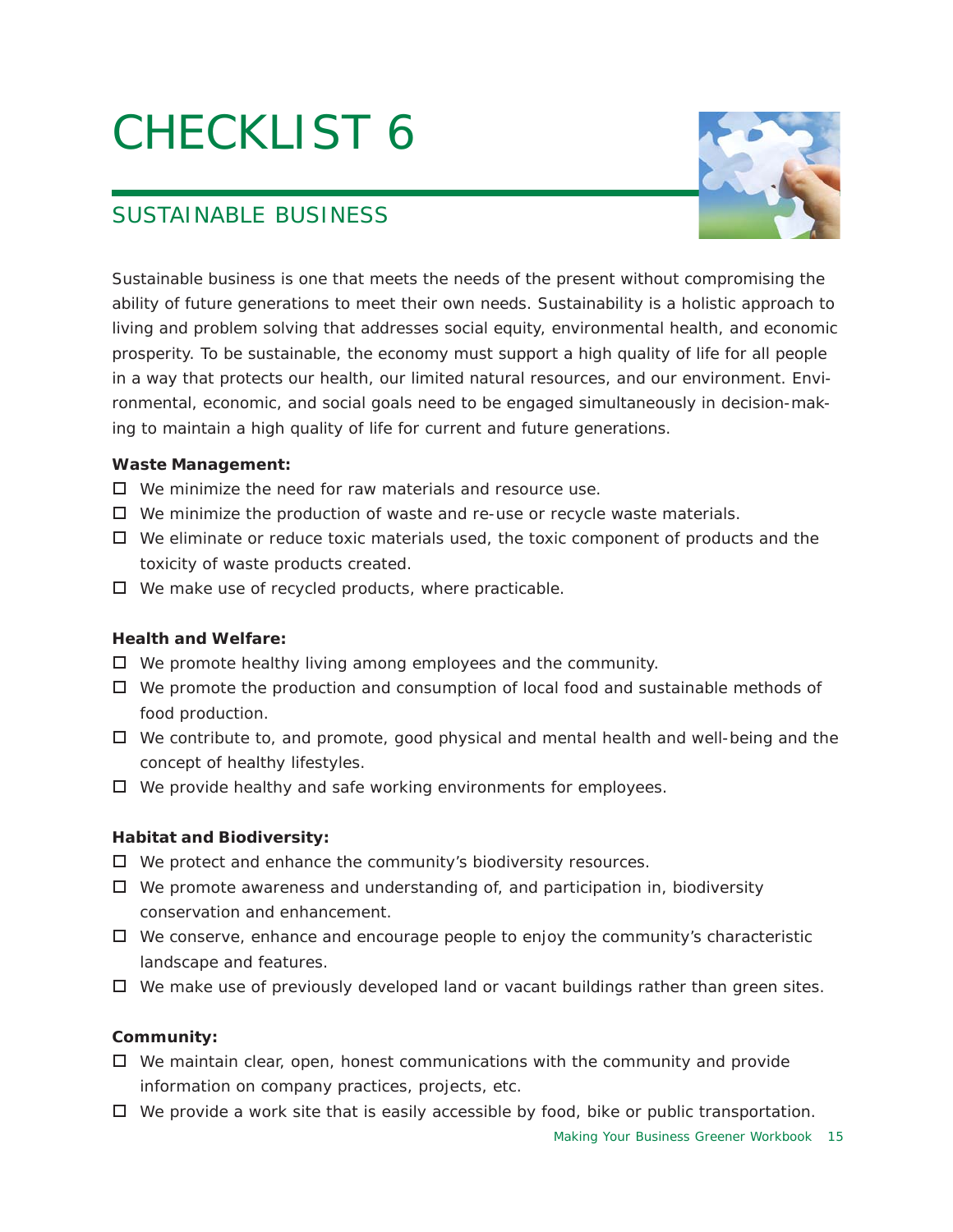# CHECKLIST 6

## SUSTAINABLE BUSINESS

Sustainable business is one that meets the needs of the present without compromising the ability of future generations to meet their own needs. Sustainability is a holistic approach to living and problem solving that addresses social equity, environmental health, and economic prosperity. To be sustainable, the economy must support a high quality of life for all people in a way that protects our health, our limited natural resources, and our environment. Environmental, economic, and social goals need to be engaged simultaneously in decision-making to maintain a high quality of life for current and future generations.

**Waste Management:**

- ☐ We minimize the need for raw materials and resource use.
- ☐ We minimize the production of waste and re-use or recycle waste materials.
- ☐ We eliminate or reduce toxic materials used, the toxic component of products and the toxicity of waste products created.
- ☐ We make use of recycled products, where practicable.

**Health and Welfare:**

- ☐ We promote healthy living among employees and the community.
- ☐ We promote the production and consumption of local food and sustainable methods of food production.
- ☐ We contribute to, and promote, good physical and mental health and well-being and the concept of healthy lifestyles.
- ☐ We provide healthy and safe working environments for employees.

**Habitat and Biodiversity:**

- ☐ We protect and enhance the community's biodiversity resources.
- ☐ We promote awareness and understanding of, and participation in, biodiversity conservation and enhancement.
- ☐ We conserve, enhance and encourage people to enjoy the community's characteristic landscape and features.
- ☐ We make use of previously developed land or vacant buildings rather than green sites.

**Community:**

- ☐ We maintain clear, open, honest communications with the community and provide information on company practices, projects, etc.
- ☐ We provide a work site that is easily accessible by food, bike or public transportation.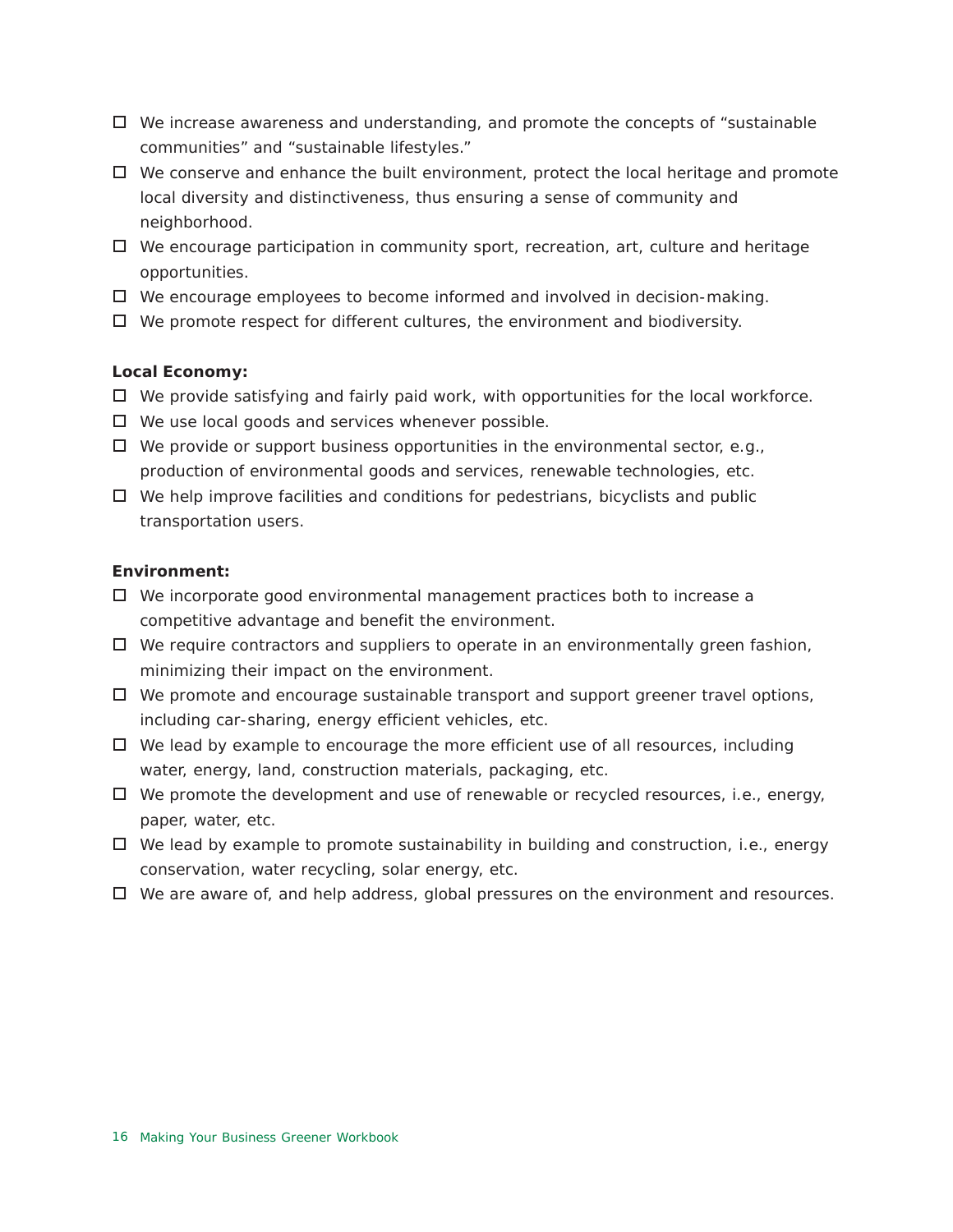- ☐ We increase awareness and understanding, and promote the concepts of "sustainable communities" and "sustainable lifestyles."
- ☐ We conserve and enhance the built environment, protect the local heritage and promote local diversity and distinctiveness, thus ensuring a sense of community and neighborhood.
- ☐ We encourage participation in community sport, recreation, art, culture and heritage opportunities.
- ☐ We encourage employees to become informed and involved in decision-making.
- ☐ We promote respect for different cultures, the environment and biodiversity.

**Local Economy:**

- ☐ We provide satisfying and fairly paid work, with opportunities for the local workforce.
- ☐ We use local goods and services whenever possible.
- ☐ We provide or support business opportunities in the environmental sector, e.g., production of environmental goods and services, renewable technologies, etc.
- ☐ We help improve facilities and conditions for pedestrians, bicyclists and public transportation users.

**Environment:**

- ☐ We incorporate good environmental management practices both to increase a competitive advantage and benefit the environment.
- ☐ We require contractors and suppliers to operate in an environmentally green fashion, minimizing their impact on the environment.
- ☐ We promote and encourage sustainable transport and support greener travel options, including car-sharing, energy efficient vehicles, etc.
- ☐ We lead by example to encourage the more efficient use of all resources, including water, energy, land, construction materials, packaging, etc.
- ☐ We promote the development and use of renewable or recycled resources, i.e., energy, paper, water, etc.
- ☐ We lead by example to promote sustainability in building and construction, i.e., energy conservation, water recycling, solar energy, etc.
- ☐ We are aware of, and help address, global pressures on the environment and resources.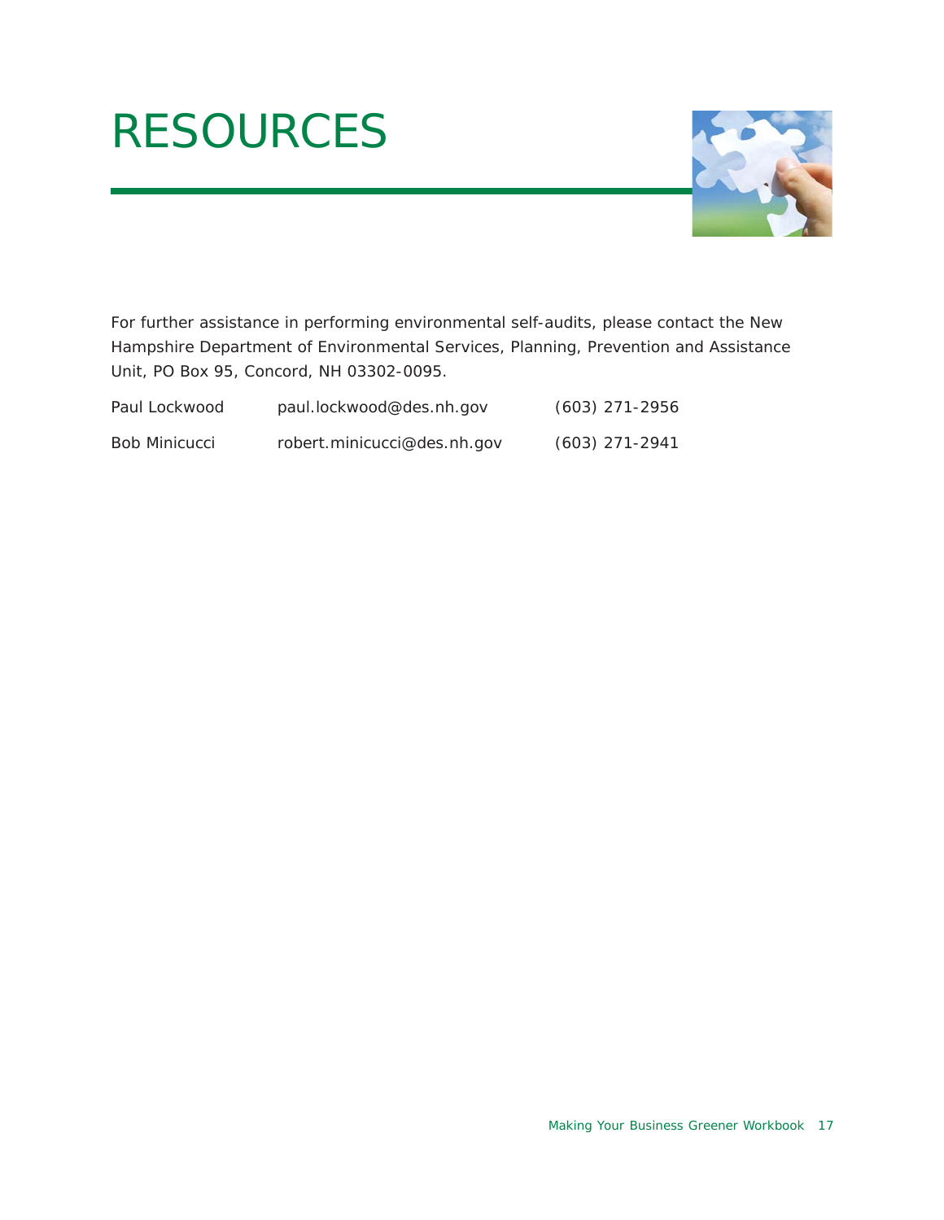# RESOURCES

For further assistance in performing environmental self-audits, please contact the New Hampshire Department of Environmental Services, Planning, Prevention and Assistance Unit, PO Box 95, Concord, NH 03302-0095.

| | | |
|---|---|---|
| Paul Lockwood | paul.lockwood@des.nh.gov | (603) 271-2956 |
| Bob Minicucci | robert.minicucci@des.nh.gov | (603) 271-2941 |